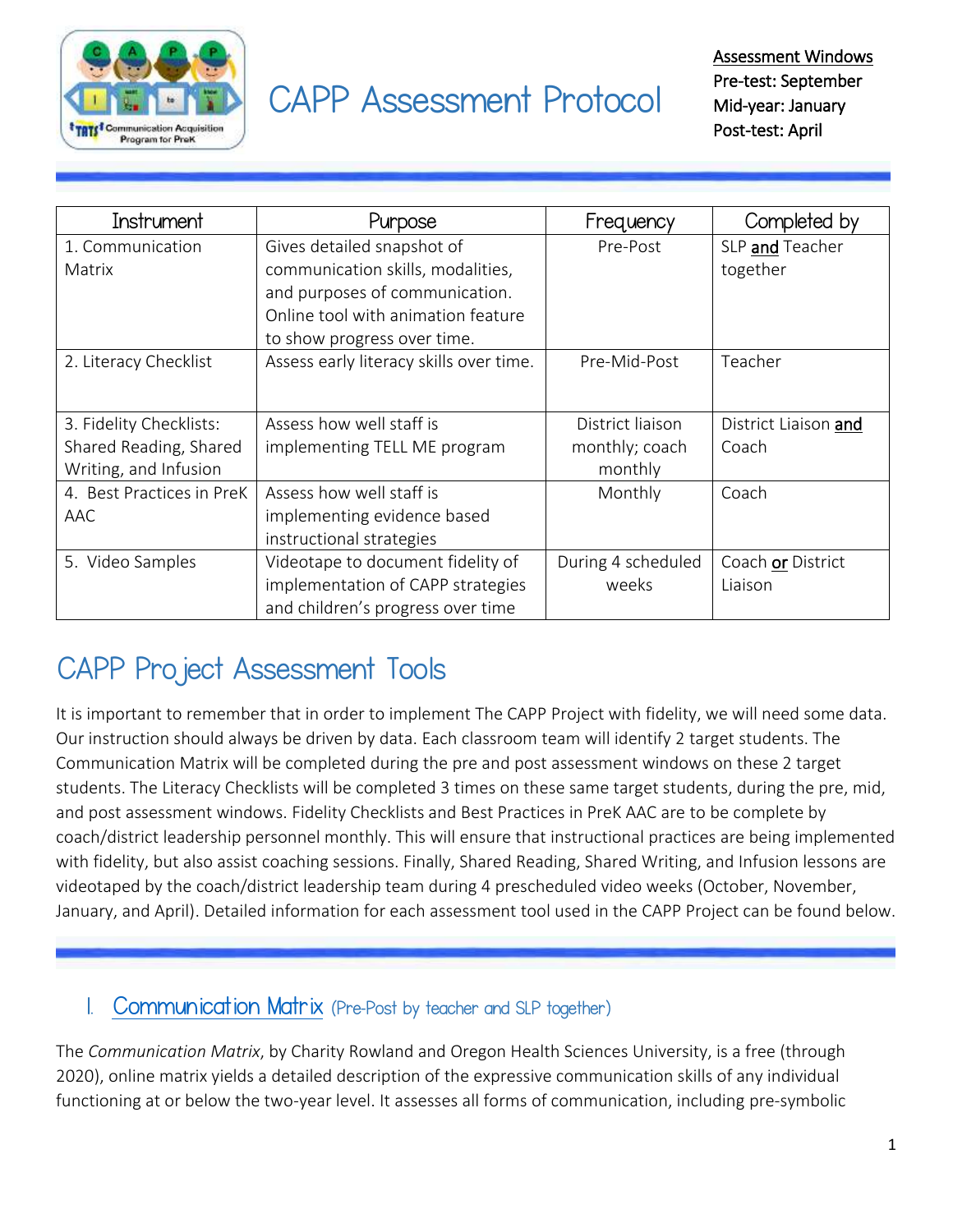# CAPP Assessment Protocol

**Assessment Windows**
**Pre-test: September**
**Mid-year: January**
**Post-test: April**

| Instrument | Purpose | Frequency | Completed by |
|---|---|---|---|
| 1. Communication Matrix | Gives detailed snapshot of communication skills, modalities, and purposes of communication. Online tool with animation feature to show progress over time. | Pre-Post | SLP **and** Teacher together |
| 2. Literacy Checklist | Assess early literacy skills over time. | Pre-Mid-Post | Teacher |
| 3. Fidelity Checklists: Shared Reading, Shared Writing, and Infusion | Assess how well staff is implementing TELL ME program | District liaison monthly; coach monthly | District Liaison **and** Coach |
| 4. Best Practices in PreK AAC | Assess how well staff is implementing evidence based instructional strategies | Monthly | Coach |
| 5. Video Samples | Videotape to document fidelity of implementation of CAPP strategies and children's progress over time | During 4 scheduled weeks | Coach **or** District Liaison |

## CAPP Project Assessment Tools

It is important to remember that in order to implement The CAPP Project with fidelity, we will need some data. Our instruction should always be driven by data. Each classroom team will identify 2 target students. The Communication Matrix will be completed during the pre and post assessment windows on these 2 target students. The Literacy Checklists will be completed 3 times on these same target students, during the pre, mid, and post assessment windows. Fidelity Checklists and Best Practices in PreK AAC are to be complete by coach/district leadership personnel monthly. This will ensure that instructional practices are being implemented with fidelity, but also assist coaching sessions. Finally, Shared Reading, Shared Writing, and Infusion lessons are videotaped by the coach/district leadership team during 4 prescheduled video weeks (October, November, January, and April). Detailed information for each assessment tool used in the CAPP Project can be found below.

### I. Communication Matrix (Pre-Post by teacher and SLP together)

The *Communication Matrix*, by Charity Rowland and Oregon Health Sciences University, is a free (through 2020), online matrix yields a detailed description of the expressive communication skills of any individual functioning at or below the two-year level. It assesses all forms of communication, including pre-symbolic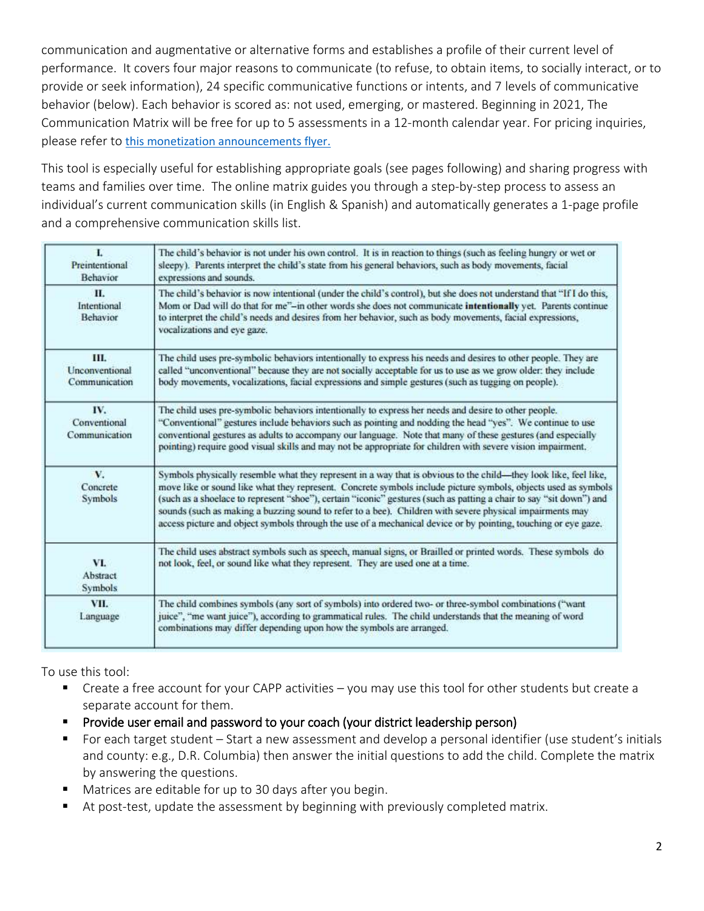communication and augmentative or alternative forms and establishes a profile of their current level of performance. It covers four major reasons to communicate (to refuse, to obtain items, to socially interact, or to provide or seek information), 24 specific communicative functions or intents, and 7 levels of communicative behavior (below). Each behavior is scored as: not used, emerging, or mastered. Beginning in 2021, The Communication Matrix will be free for up to 5 assessments in a 12-month calendar year. For pricing inquiries, please refer to this monetization announcements flyer.

This tool is especially useful for establishing appropriate goals (see pages following) and sharing progress with teams and families over time. The online matrix guides you through a step-by-step process to assess an individual's current communication skills (in English & Spanish) and automatically generates a 1-page profile and a comprehensive communication skills list.

| Level | Description |
|---|---|
| I. Preintentional Behavior | The child's behavior is not under his own control. It is in reaction to things (such as feeling hungry or wet or sleepy). Parents interpret the child's state from his general behaviors, such as body movements, facial expressions and sounds. |
| II. Intentional Behavior | The child's behavior is now intentional (under the child's control), but she does not understand that "If I do this, Mom or Dad will do that for me"–in other words she does not communicate **intentionally** yet. Parents continue to interpret the child's needs and desires from her behavior, such as body movements, facial expressions, vocalizations and eye gaze. |
| III. Unconventional Communication | The child uses pre-symbolic behaviors intentionally to express his needs and desires to other people. They are called "unconventional" because they are not socially acceptable for us to use as we grow older: they include body movements, vocalizations, facial expressions and simple gestures (such as tugging on people). |
| IV. Conventional Communication | The child uses pre-symbolic behaviors intentionally to express her needs and desire to other people. "Conventional" gestures include behaviors such as pointing and nodding the head "yes". We continue to use conventional gestures as adults to accompany our language. Note that many of these gestures (and especially pointing) require good visual skills and may not be appropriate for children with severe vision impairment. |
| V. Concrete Symbols | Symbols physically resemble what they represent in a way that is obvious to the child—they look like, feel like, move like or sound like what they represent. Concrete symbols include picture symbols, objects used as symbols (such as a shoelace to represent "shoe"), certain "iconic" gestures (such as patting a chair to say "sit down") and sounds (such as making a buzzing sound to refer to a bee). Children with severe physical impairments may access picture and object symbols through the use of a mechanical device or by pointing, touching or eye gaze. |
| VI. Abstract Symbols | The child uses abstract symbols such as speech, manual signs, or Brailled or printed words. These symbols do not look, feel, or sound like what they represent. They are used one at a time. |
| VII. Language | The child combines symbols (any sort of symbols) into ordered two- or three-symbol combinations ("want juice", "me want juice"), according to grammatical rules. The child understands that the meaning of word combinations may differ depending upon how the symbols are arranged. |

To use this tool:

- Create a free account for your CAPP activities – you may use this tool for other students but create a separate account for them.
- Provide user email and password to your coach (your district leadership person)
- For each target student – Start a new assessment and develop a personal identifier (use student's initials and county: e.g., D.R. Columbia) then answer the initial questions to add the child. Complete the matrix by answering the questions.
- Matrices are editable for up to 30 days after you begin.
- At post-test, update the assessment by beginning with previously completed matrix.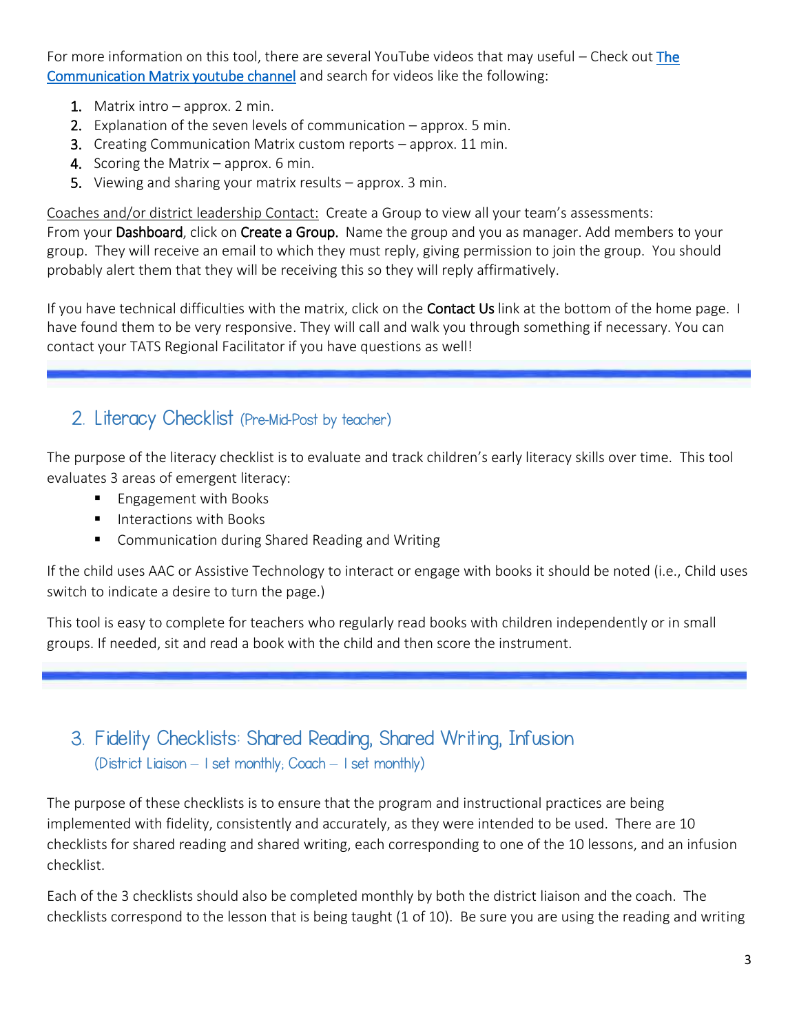For more information on this tool, there are several YouTube videos that may useful – Check out [The Communication Matrix youtube channel] and search for videos like the following:

1. Matrix intro – approx. 2 min.
2. Explanation of the seven levels of communication – approx. 5 min.
3. Creating Communication Matrix custom reports – approx. 11 min.
4. Scoring the Matrix – approx. 6 min.
5. Viewing and sharing your matrix results – approx. 3 min.

Coaches and/or district leadership Contact: Create a Group to view all your team's assessments: From your **Dashboard**, click on **Create a Group.** Name the group and you as manager. Add members to your group. They will receive an email to which they must reply, giving permission to join the group. You should probably alert them that they will be receiving this so they will reply affirmatively.

If you have technical difficulties with the matrix, click on the **Contact Us** link at the bottom of the home page. I have found them to be very responsive. They will call and walk you through something if necessary. You can contact your TATS Regional Facilitator if you have questions as well!

## 2. Literacy Checklist (Pre-Mid-Post by teacher)

The purpose of the literacy checklist is to evaluate and track children's early literacy skills over time. This tool evaluates 3 areas of emergent literacy:

- Engagement with Books
- Interactions with Books
- Communication during Shared Reading and Writing

If the child uses AAC or Assistive Technology to interact or engage with books it should be noted (i.e., Child uses switch to indicate a desire to turn the page.)

This tool is easy to complete for teachers who regularly read books with children independently or in small groups. If needed, sit and read a book with the child and then score the instrument.

## 3. Fidelity Checklists: Shared Reading, Shared Writing, Infusion

(District Liaison – 1 set monthly; Coach – 1 set monthly)

The purpose of these checklists is to ensure that the program and instructional practices are being implemented with fidelity, consistently and accurately, as they were intended to be used. There are 10 checklists for shared reading and shared writing, each corresponding to one of the 10 lessons, and an infusion checklist.

Each of the 3 checklists should also be completed monthly by both the district liaison and the coach. The checklists correspond to the lesson that is being taught (1 of 10). Be sure you are using the reading and writing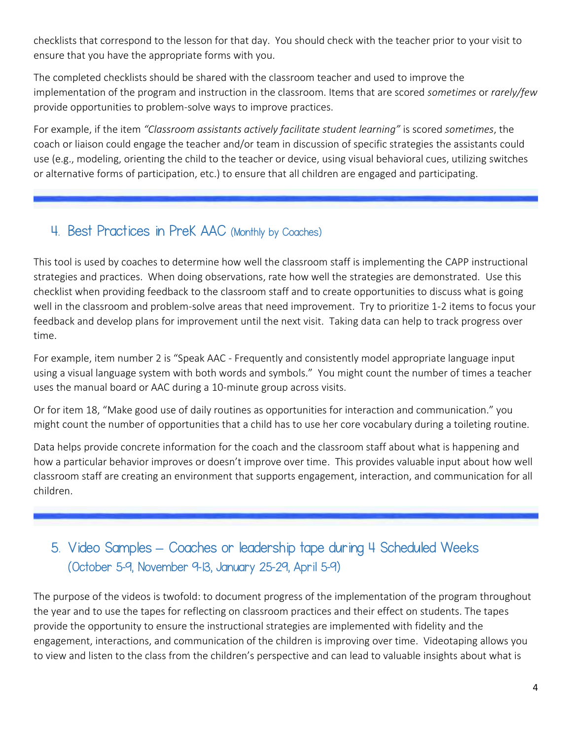checklists that correspond to the lesson for that day. You should check with the teacher prior to your visit to ensure that you have the appropriate forms with you.

The completed checklists should be shared with the classroom teacher and used to improve the implementation of the program and instruction in the classroom. Items that are scored *sometimes* or *rarely/few* provide opportunities to problem-solve ways to improve practices.

For example, if the item *"Classroom assistants actively facilitate student learning"* is scored *sometimes*, the coach or liaison could engage the teacher and/or team in discussion of specific strategies the assistants could use (e.g., modeling, orienting the child to the teacher or device, using visual behavioral cues, utilizing switches or alternative forms of participation, etc.) to ensure that all children are engaged and participating.

## 4. Best Practices in PreK AAC (Monthly by Coaches)

This tool is used by coaches to determine how well the classroom staff is implementing the CAPP instructional strategies and practices. When doing observations, rate how well the strategies are demonstrated. Use this checklist when providing feedback to the classroom staff and to create opportunities to discuss what is going well in the classroom and problem-solve areas that need improvement. Try to prioritize 1-2 items to focus your feedback and develop plans for improvement until the next visit. Taking data can help to track progress over time.

For example, item number 2 is "Speak AAC - Frequently and consistently model appropriate language input using a visual language system with both words and symbols." You might count the number of times a teacher uses the manual board or AAC during a 10-minute group across visits.

Or for item 18, "Make good use of daily routines as opportunities for interaction and communication." you might count the number of opportunities that a child has to use her core vocabulary during a toileting routine.

Data helps provide concrete information for the coach and the classroom staff about what is happening and how a particular behavior improves or doesn't improve over time. This provides valuable input about how well classroom staff are creating an environment that supports engagement, interaction, and communication for all children.

## 5. Video Samples – Coaches or leadership tape during 4 Scheduled Weeks (October 5-9, November 9-13, January 25-29, April 5-9)

The purpose of the videos is twofold: to document progress of the implementation of the program throughout the year and to use the tapes for reflecting on classroom practices and their effect on students. The tapes provide the opportunity to ensure the instructional strategies are implemented with fidelity and the engagement, interactions, and communication of the children is improving over time. Videotaping allows you to view and listen to the class from the children's perspective and can lead to valuable insights about what is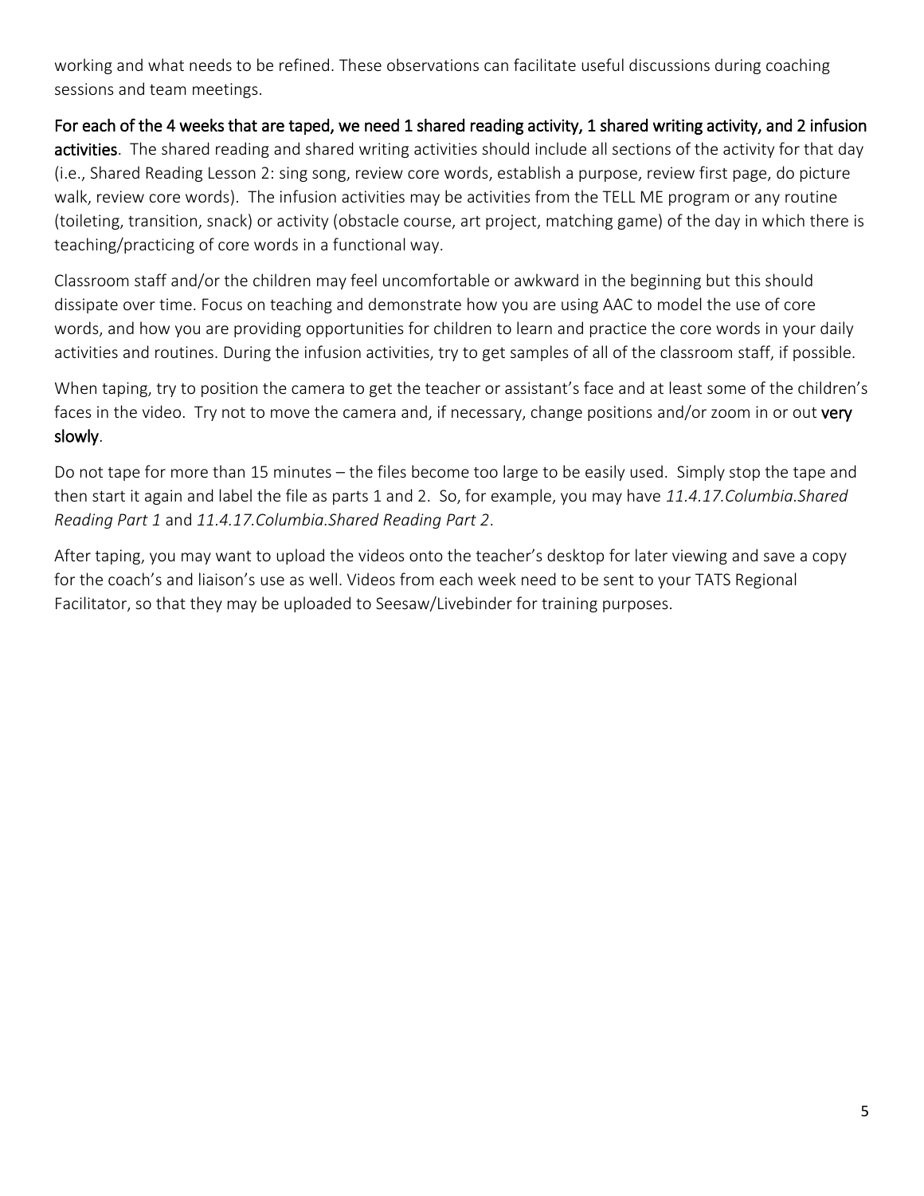working and what needs to be refined. These observations can facilitate useful discussions during coaching sessions and team meetings.

**For each of the 4 weeks that are taped, we need 1 shared reading activity, 1 shared writing activity, and 2 infusion activities**. The shared reading and shared writing activities should include all sections of the activity for that day (i.e., Shared Reading Lesson 2: sing song, review core words, establish a purpose, review first page, do picture walk, review core words). The infusion activities may be activities from the TELL ME program or any routine (toileting, transition, snack) or activity (obstacle course, art project, matching game) of the day in which there is teaching/practicing of core words in a functional way.

Classroom staff and/or the children may feel uncomfortable or awkward in the beginning but this should dissipate over time. Focus on teaching and demonstrate how you are using AAC to model the use of core words, and how you are providing opportunities for children to learn and practice the core words in your daily activities and routines. During the infusion activities, try to get samples of all of the classroom staff, if possible.

When taping, try to position the camera to get the teacher or assistant's face and at least some of the children's faces in the video. Try not to move the camera and, if necessary, change positions and/or zoom in or out **very slowly**.

Do not tape for more than 15 minutes – the files become too large to be easily used. Simply stop the tape and then start it again and label the file as parts 1 and 2. So, for example, you may have *11.4.17.Columbia.Shared Reading Part 1* and *11.4.17.Columbia.Shared Reading Part 2*.

After taping, you may want to upload the videos onto the teacher's desktop for later viewing and save a copy for the coach's and liaison's use as well. Videos from each week need to be sent to your TATS Regional Facilitator, so that they may be uploaded to Seesaw/Livebinder for training purposes.